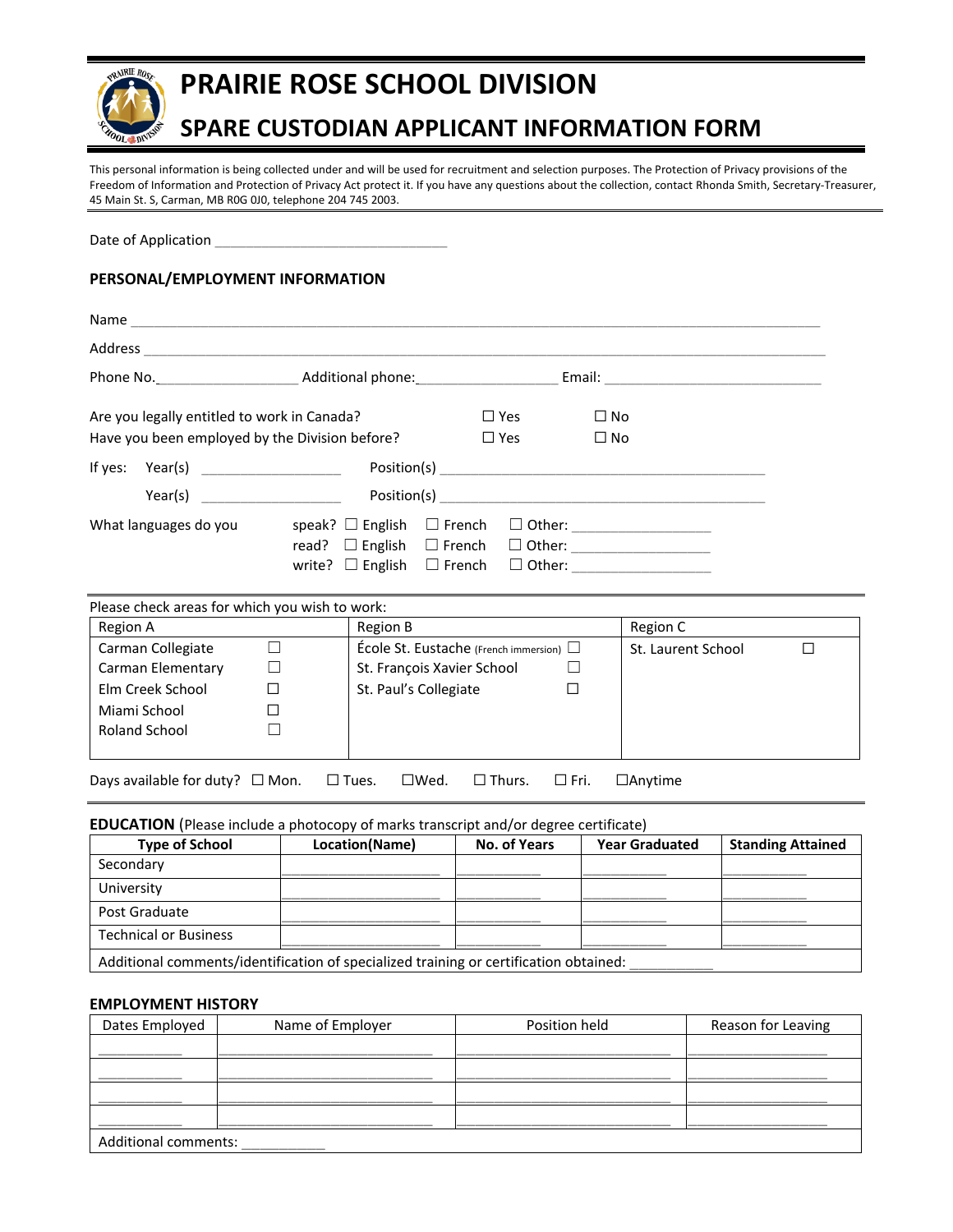# PRAIRIE ROSE SCHOOL DIVISION

## SPARE CUSTODIAN APPLICANT INFORMATION FORM

This personal information is being collected under and will be used for recruitment and selection purposes. The Protection of Privacy provisions of the Freedom of Information and Protection of Privacy Act protect it. If you have any questions about the collection, contact Rhonda Smith, Secretary-Treasurer, 45 Main St. S, Carman, MB R0G 0J0, telephone 204 745 2003.

Date of Application ______________________________

### PERSONAL/EMPLOYMENT INFORMATION

Name ________________________________________________________________________________

Address ______________________________________________________________________________

Phone No.__________________ Additional phone:__________________ Email: ____________________________

Are you legally entitled to work in Canada? ☐ Yes ☐ No

Have you been employed by the Division before? ☐ Yes ☐ No

If yes: Year(s) __________________ Position(s) ________________________________________

Year(s) __________________ Position(s) ________________________________________

What languages do you

- speak? ☐ English ☐ French ☐ Other: __________________
- read? ☐ English ☐ French ☐ Other: __________________
- write? ☐ English ☐ French ☐ Other: __________________

Please check areas for which you wish to work:

| Region A | Region B | Region C |
|---|---|---|
| Carman Collegiate ☐ | École St. Eustache (French immersion) ☐ | St. Laurent School ☐ |
| Carman Elementary ☐ | St. François Xavier School ☐ | |
| Elm Creek School ☐ | St. Paul's Collegiate ☐ | |
| Miami School ☐ | | |
| Roland School ☐ | | |

Days available for duty? ☐ Mon. ☐ Tues. ☐Wed. ☐ Thurs. ☐ Fri. ☐Anytime

**EDUCATION** (Please include a photocopy of marks transcript and/or degree certificate)

| Type of School | Location(Name) | No. of Years | Year Graduated | Standing Attained |
|---|---|---|---|---|
| Secondary | | | | |
| University | | | | |
| Post Graduate | | | | |
| Technical or Business | | | | |
| Additional comments/identification of specialized training or certification obtained: __________ | | | | |

### EMPLOYMENT HISTORY

| Dates Employed | Name of Employer | Position held | Reason for Leaving |
|---|---|---|---|
| | | | |
| | | | |
| | | | |
| | | | |
| Additional comments: __________ | | | |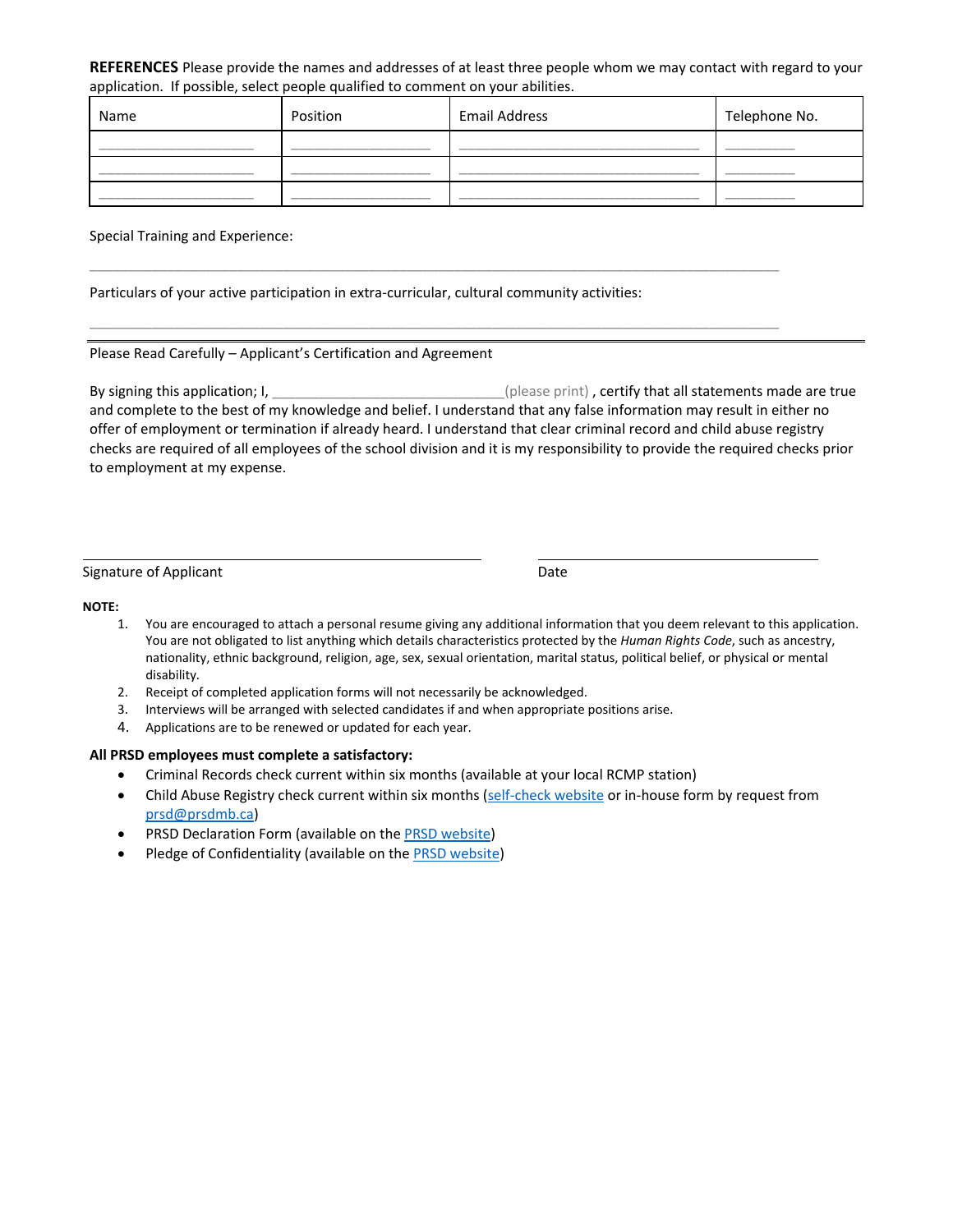**REFERENCES** Please provide the names and addresses of at least three people whom we may contact with regard to your application. If possible, select people qualified to comment on your abilities.

| Name | Position | Email Address | Telephone No. |
|---|---|---|---|
| ____________________ | __________________ | ________________________________ | _________ |
| ____________________ | __________________ | ________________________________ | _________ |
| ____________________ | __________________ | ________________________________ | _________ |

Special Training and Experience:

_____________________________________________________________________________________

Particulars of your active participation in extra-curricular, cultural community activities:

_____________________________________________________________________________________

---

Please Read Carefully – Applicant's Certification and Agreement

By signing this application; I, ______________________________(please print) , certify that all statements made are true and complete to the best of my knowledge and belief. I understand that any false information may result in either no offer of employment or termination if already heard. I understand that clear criminal record and child abuse registry checks are required of all employees of the school division and it is my responsibility to provide the required checks prior to employment at my expense.

_______________________________________________ &nbsp;&nbsp;&nbsp;&nbsp; __________________________________

Signature of Applicant &nbsp;&nbsp;&nbsp;&nbsp; Date

**NOTE:**

1. You are encouraged to attach a personal resume giving any additional information that you deem relevant to this application. You are not obligated to list anything which details characteristics protected by the *Human Rights Code*, such as ancestry, nationality, ethnic background, religion, age, sex, sexual orientation, marital status, political belief, or physical or mental disability.
2. Receipt of completed application forms will not necessarily be acknowledged.
3. Interviews will be arranged with selected candidates if and when appropriate positions arise.
4. Applications are to be renewed or updated for each year.

**All PRSD employees must complete a satisfactory:**

- Criminal Records check current within six months (available at your local RCMP station)
- Child Abuse Registry check current within six months (self-check website or in-house form by request from prsd@prsdmb.ca)
- PRSD Declaration Form (available on the PRSD website)
- Pledge of Confidentiality (available on the PRSD website)